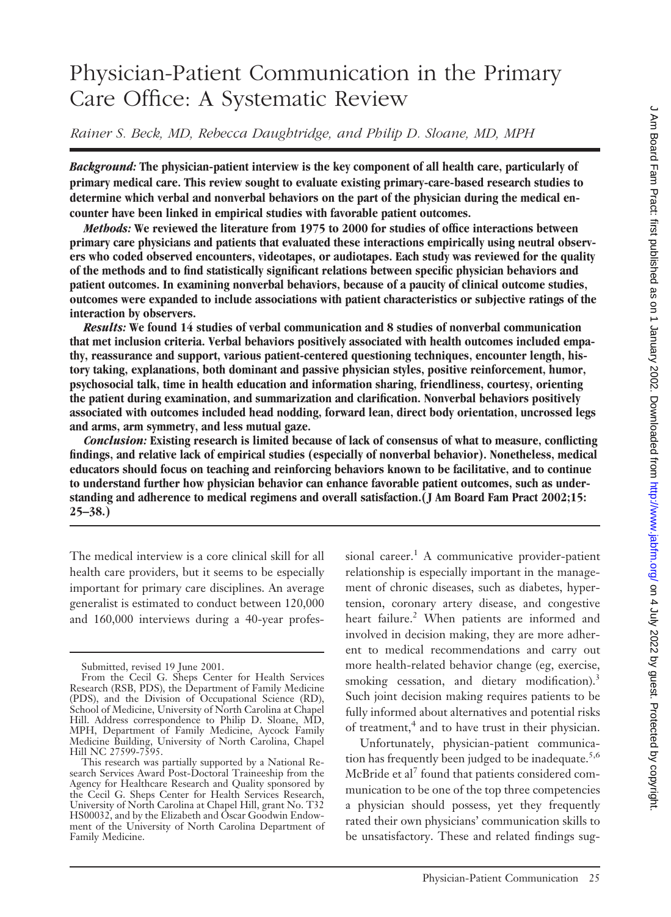# Physician-Patient Communication in the Primary Care Office: A Systematic Review

*Rainer S. Beck, MD, Rebecca Daughtridge, and Philip D. Sloane, MD, MPH*

***Background:*** **The physician-patient interview is the key component of all health care, particularly of primary medical care. This review sought to evaluate existing primary-care-based research studies to determine which verbal and nonverbal behaviors on the part of the physician during the medical encounter have been linked in empirical studies with favorable patient outcomes.**

***Methods:*** **We reviewed the literature from 1975 to 2000 for studies of office interactions between primary care physicians and patients that evaluated these interactions empirically using neutral observers who coded observed encounters, videotapes, or audiotapes. Each study was reviewed for the quality of the methods and to find statistically significant relations between specific physician behaviors and patient outcomes. In examining nonverbal behaviors, because of a paucity of clinical outcome studies, outcomes were expanded to include associations with patient characteristics or subjective ratings of the interaction by observers.**

***Results:*** **We found 14 studies of verbal communication and 8 studies of nonverbal communication that met inclusion criteria. Verbal behaviors positively associated with health outcomes included empathy, reassurance and support, various patient-centered questioning techniques, encounter length, history taking, explanations, both dominant and passive physician styles, positive reinforcement, humor, psychosocial talk, time in health education and information sharing, friendliness, courtesy, orienting the patient during examination, and summarization and clarification. Nonverbal behaviors positively associated with outcomes included head nodding, forward lean, direct body orientation, uncrossed legs and arms, arm symmetry, and less mutual gaze.**

***Conclusion:*** **Existing research is limited because of lack of consensus of what to measure, conflicting findings, and relative lack of empirical studies (especially of nonverbal behavior). Nonetheless, medical educators should focus on teaching and reinforcing behaviors known to be facilitative, and to continue to understand further how physician behavior can enhance favorable patient outcomes, such as understanding and adherence to medical regimens and overall satisfaction. (J Am Board Fam Pract 2002;15: 25–38.)**

The medical interview is a core clinical skill for all health care providers, but it seems to be especially important for primary care disciplines. An average generalist is estimated to conduct between 120,000 and 160,000 interviews during a 40-year professional career.[1] A communicative provider-patient relationship is especially important in the management of chronic diseases, such as diabetes, hypertension, coronary artery disease, and congestive heart failure.[2] When patients are informed and involved in decision making, they are more adherent to medical recommendations and carry out more health-related behavior change (eg, exercise, smoking cessation, and dietary modification).[3] Such joint decision making requires patients to be fully informed about alternatives and potential risks of treatment,[4] and to have trust in their physician.

Unfortunately, physician-patient communication has frequently been judged to be inadequate.[5,6] McBride et al[7] found that patients considered communication to be one of the top three competencies a physician should possess, yet they frequently rated their own physicians' communication skills to be unsatisfactory. These and related findings sug-

Submitted, revised 19 June 2001.

From the Cecil G. Sheps Center for Health Services Research (RSB, PDS), the Department of Family Medicine (PDS), and the Division of Occupational Science (RD), School of Medicine, University of North Carolina at Chapel Hill. Address correspondence to Philip D. Sloane, MD, MPH, Department of Family Medicine, Aycock Family Medicine Building, University of North Carolina, Chapel Hill NC 27599-7595.

This research was partially supported by a National Research Services Award Post-Doctoral Traineeship from the Agency for Healthcare Research and Quality sponsored by the Cecil G. Sheps Center for Health Services Research, University of North Carolina at Chapel Hill, grant No. T32 HS00032, and by the Elizabeth and Oscar Goodwin Endowment of the University of North Carolina Department of Family Medicine.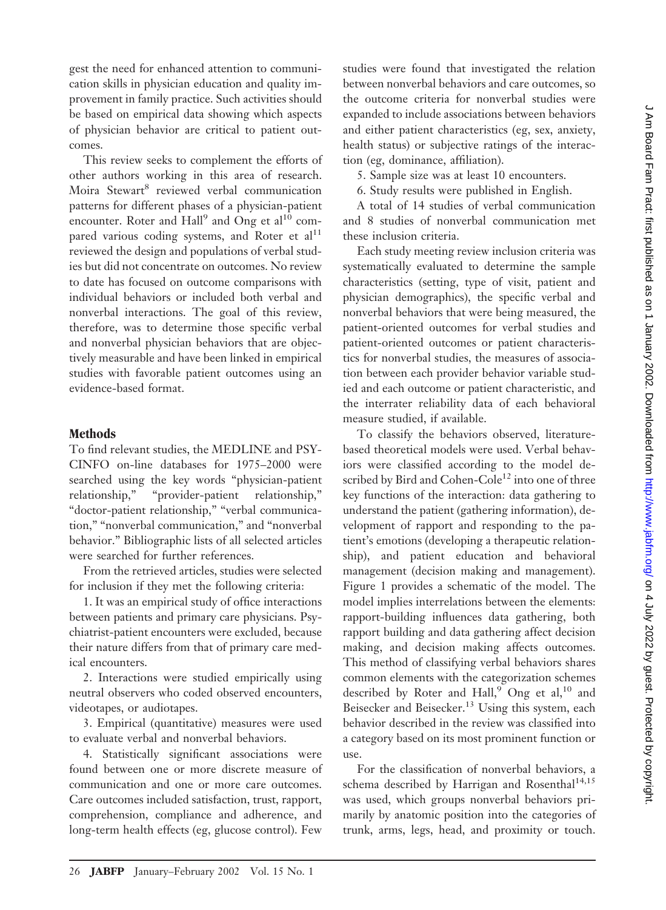gest the need for enhanced attention to communication skills in physician education and quality improvement in family practice. Such activities should be based on empirical data showing which aspects of physician behavior are critical to patient outcomes.

This review seeks to complement the efforts of other authors working in this area of research. Moira Stewart[8] reviewed verbal communication patterns for different phases of a physician-patient encounter. Roter and Hall[9] and Ong et al[10] compared various coding systems, and Roter et al[11] reviewed the design and populations of verbal studies but did not concentrate on outcomes. No review to date has focused on outcome comparisons with individual behaviors or included both verbal and nonverbal interactions. The goal of this review, therefore, was to determine those specific verbal and nonverbal physician behaviors that are objectively measurable and have been linked in empirical studies with favorable patient outcomes using an evidence-based format.

## Methods

To find relevant studies, the MEDLINE and PSYCINFO on-line databases for 1975–2000 were searched using the key words "physician-patient relationship," "provider-patient relationship," "doctor-patient relationship," "verbal communication," "nonverbal communication," and "nonverbal behavior." Bibliographic lists of all selected articles were searched for further references.

From the retrieved articles, studies were selected for inclusion if they met the following criteria:

1. It was an empirical study of office interactions between patients and primary care physicians. Psychiatrist-patient encounters were excluded, because their nature differs from that of primary care medical encounters.
2. Interactions were studied empirically using neutral observers who coded observed encounters, videotapes, or audiotapes.
3. Empirical (quantitative) measures were used to evaluate verbal and nonverbal behaviors.
4. Statistically significant associations were found between one or more discrete measure of communication and one or more care outcomes. Care outcomes included satisfaction, trust, rapport, comprehension, compliance and adherence, and long-term health effects (eg, glucose control). Few studies were found that investigated the relation between nonverbal behaviors and care outcomes, so the outcome criteria for nonverbal studies were expanded to include associations between behaviors and either patient characteristics (eg, sex, anxiety, health status) or subjective ratings of the interaction (eg, dominance, affiliation).
5. Sample size was at least 10 encounters.
6. Study results were published in English.

A total of 14 studies of verbal communication and 8 studies of nonverbal communication met these inclusion criteria.

Each study meeting review inclusion criteria was systematically evaluated to determine the sample characteristics (setting, type of visit, patient and physician demographics), the specific verbal and nonverbal behaviors that were being measured, the patient-oriented outcomes for verbal studies and patient-oriented outcomes or patient characteristics for nonverbal studies, the measures of association between each provider behavior variable studied and each outcome or patient characteristic, and the interrater reliability data of each behavioral measure studied, if available.

To classify the behaviors observed, literature-based theoretical models were used. Verbal behaviors were classified according to the model described by Bird and Cohen-Cole[12] into one of three key functions of the interaction: data gathering to understand the patient (gathering information), development of rapport and responding to the patient's emotions (developing a therapeutic relationship), and patient education and behavioral management (decision making and management). Figure 1 provides a schematic of the model. The model implies interrelations between the elements: rapport-building influences data gathering, both rapport building and data gathering affect decision making, and decision making affects outcomes. This method of classifying verbal behaviors shares common elements with the categorization schemes described by Roter and Hall,[9] Ong et al,[10] and Beisecker and Beisecker.[13] Using this system, each behavior described in the review was classified into a category based on its most prominent function or use.

For the classification of nonverbal behaviors, a schema described by Harrigan and Rosenthal[14,15] was used, which groups nonverbal behaviors primarily by anatomic position into the categories of trunk, arms, legs, head, and proximity or touch.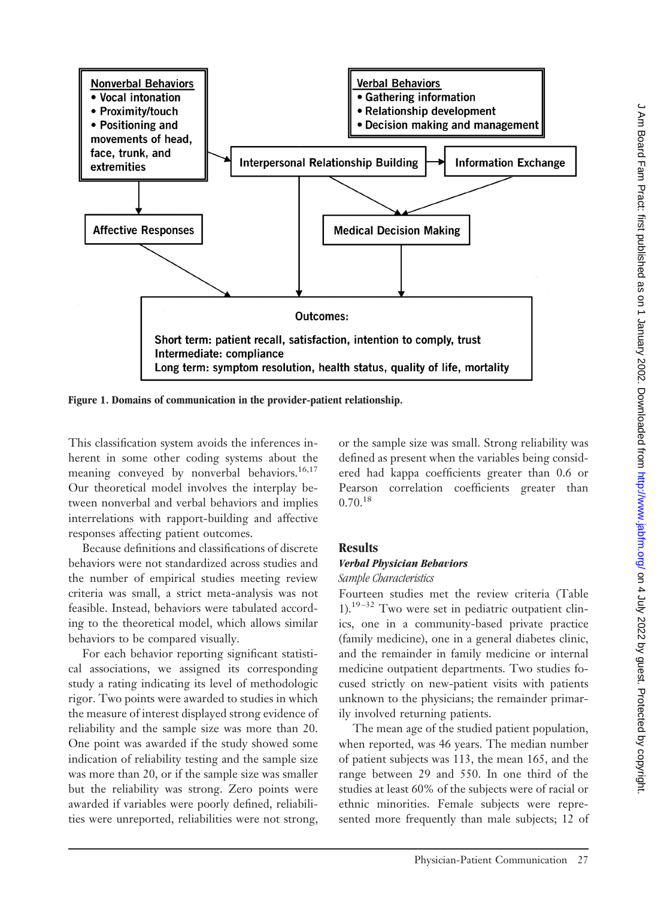Nonverbal Behaviors
- Vocal intonation
- Proximity/touch
- Positioning and movements of head, face, trunk, and extremities

Verbal Behaviors
- Gathering information
- Relationship development
- Decision making and management

Interpersonal Relationship Building

Information Exchange

Affective Responses

Medical Decision Making

Outcomes:

Short term: patient recall, satisfaction, intention to comply, trust
Intermediate: compliance
Long term: symptom resolution, health status, quality of life, mortality

**Figure 1. Domains of communication in the provider-patient relationship.**

This classification system avoids the inferences inherent in some other coding systems about the meaning conveyed by nonverbal behaviors.[16,17] Our theoretical model involves the interplay between nonverbal and verbal behaviors and implies interrelations with rapport-building and affective responses affecting patient outcomes.

Because definitions and classifications of discrete behaviors were not standardized across studies and the number of empirical studies meeting review criteria was small, a strict meta-analysis was not feasible. Instead, behaviors were tabulated according to the theoretical model, which allows similar behaviors to be compared visually.

For each behavior reporting significant statistical associations, we assigned its corresponding study a rating indicating its level of methodologic rigor. Two points were awarded to studies in which the measure of interest displayed strong evidence of reliability and the sample size was more than 20. One point was awarded if the study showed some indication of reliability testing and the sample size was more than 20, or if the sample size was smaller but the reliability was strong. Zero points were awarded if variables were poorly defined, reliabilities were unreported, reliabilities were not strong, or the sample size was small. Strong reliability was defined as present when the variables being considered had kappa coefficients greater than 0.6 or Pearson correlation coefficients greater than 0.70.[18]

## Results

### *Verbal Physician Behaviors*

#### *Sample Characteristics*

Fourteen studies met the review criteria (Table 1).[19–32] Two were set in pediatric outpatient clinics, one in a community-based private practice (family medicine), one in a general diabetes clinic, and the remainder in family medicine or internal medicine outpatient departments. Two studies focused strictly on new-patient visits with patients unknown to the physicians; the remainder primarily involved returning patients.

The mean age of the studied patient population, when reported, was 46 years. The median number of patient subjects was 113, the mean 165, and the range between 29 and 550. In one third of the studies at least 60% of the subjects were of racial or ethnic minorities. Female subjects were represented more frequently than male subjects; 12 of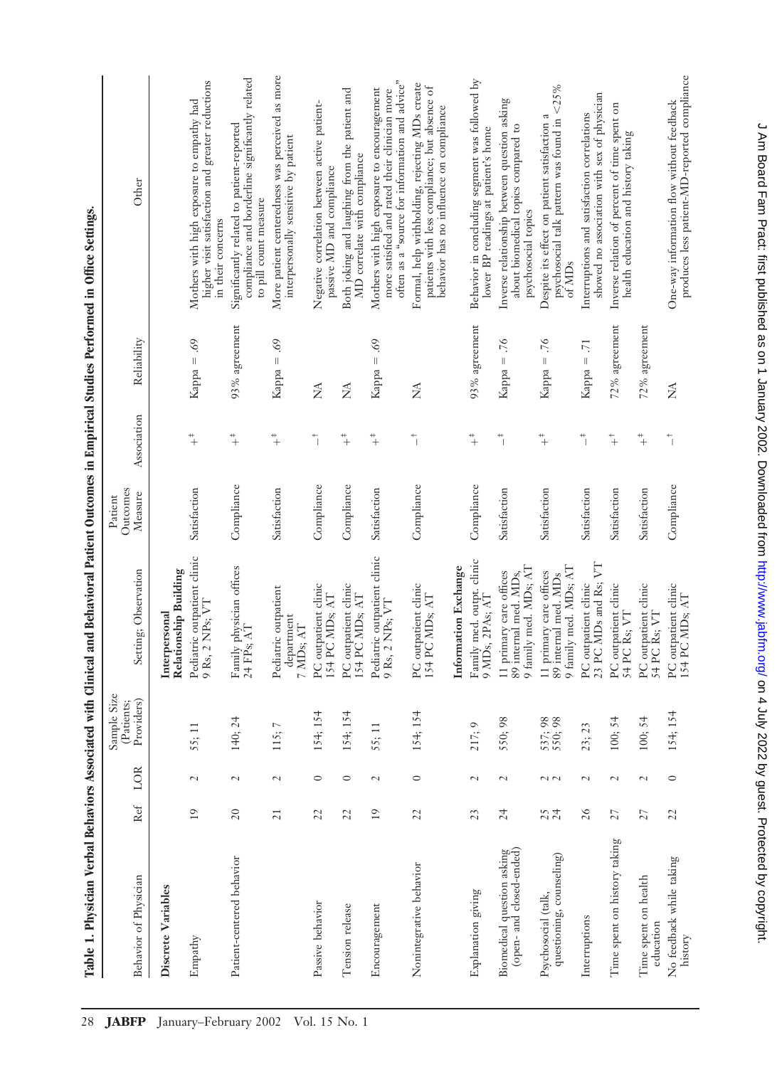**Table 1. Physician Verbal Behaviors Associated with Clinical and Behavioral Patient Outcomes in Empirical Studies Performed in Office Settings.**

| Behavior of Physician | Ref | LOR | Sample Size (Patients; Providers) | Setting; Observation | Patient Outcomes Measure | Association | Reliability | Other |
|---|---|---|---|---|---|---|---|---|
| **Discrete Variables** | | | | **Interpersonal Relationship Building** | | | | |
| Empathy | 19 | 2 | 55; 11 | Pediatric outpatient clinic 9 Rs, 2 NPs; VT | Satisfaction | +‡ | Kappa = .69 | Mothers with high exposure to empathy had higher visit satisfaction and greater reductions in their concerns |
| Patient-centered behavior | 20 | 2 | 140; 24 | Family physician offices 24 FPs; AT | Compliance | +‡ | 93% agreement | Significantly related to patient-reported compliance and borderline significantly related to pill count measure |
| | 21 | 2 | 115; 7 | Pediatric outpatient department 7 MDs; AT | Satisfaction | +‡ | Kappa = .69 | More patient centeredness was perceived as more interpersonally sensitive by patient |
| Passive behavior | 22 | 0 | 154; 154 | PC outpatient clinic 154 PC MDs; AT | Compliance | –† | NA | Negative correlation between active patient-passive MD and compliance |
| Tension release | 22 | 0 | 154; 154 | PC outpatient clinic 154 PC MDs; AT | Compliance | +‡ | NA | Both joking and laughing from the patient and MD correlate with compliance |
| Encouragement | 19 | 2 | 55; 11 | Pediatric outpatient clinic 9 Rs, 2 NPs; VT | Satisfaction | +‡ | Kappa = .69 | Mothers with high exposure to encouragement more satisfied and rated their clinician more often as a "source for information and advice" |
| Nonintegrative behavior | 22 | 0 | 154; 154 | PC outpatient clinic 154 PC MDs; AT | Compliance | –† | NA | Formal, help withholding, rejecting MDs create patients with less compliance; but absence of behavior has no influence on compliance |
| | | | | **Information Exchange** | | | | |
| Explanation giving | 23 | 2 | 217; 9 | Family med. outpt. clinic 9 MDs, 2PAs; AT | Compliance | +‡ | 93% agreement | Behavior in concluding segment was followed by lower BP readings at patient's home |
| Biomedical question asking (open- and closed-ended) | 24 | 2 | 550; 98 | 11 primary care offices 89 internal med. MDs, 9 family med. MDs; AT | Satisfaction | –‡ | Kappa = .76 | Inverse relationship between question asking about biomedical topics compared to psychosocial topics |
| Psychosocial (talk, questioning, counseling) | 25<br>24 | 2<br>2 | 537; 98<br>550; 98 | 11 primary care offices 89 internal med. MDs 9 family med. MDs; AT | Satisfaction | +‡ | Kappa = .76 | Despite its effect on patient satisfaction a psychosocial talk pattern was found in <25% of MDs |
| Interruptions | 26 | 2 | 23; 23 | PC outpatient clinic 23 PC MDs and Rs; VT | Satisfaction | –‡ | Kappa = .71 | Interruptions and satisfaction correlations showed no association with sex of physician |
| Time spent on history taking | 27 | 2 | 100; 54 | PC outpatient clinic 54 PC Rs; VT | Satisfaction | +† | 72% agreement | Inverse relation of percent of time spent on health education and history taking |
| Time spent on health education | 27 | 2 | 100; 54 | PC outpatient clinic 54 PC Rs; VT | Satisfaction | +‡ | 72% agreement | |
| No feedback while taking history | 22 | 0 | 154; 154 | PC outpatient clinic 154 PC MDs; AT | Compliance | –† | NA | One-way information flow without feedback produces less patient-MD-reported compliance |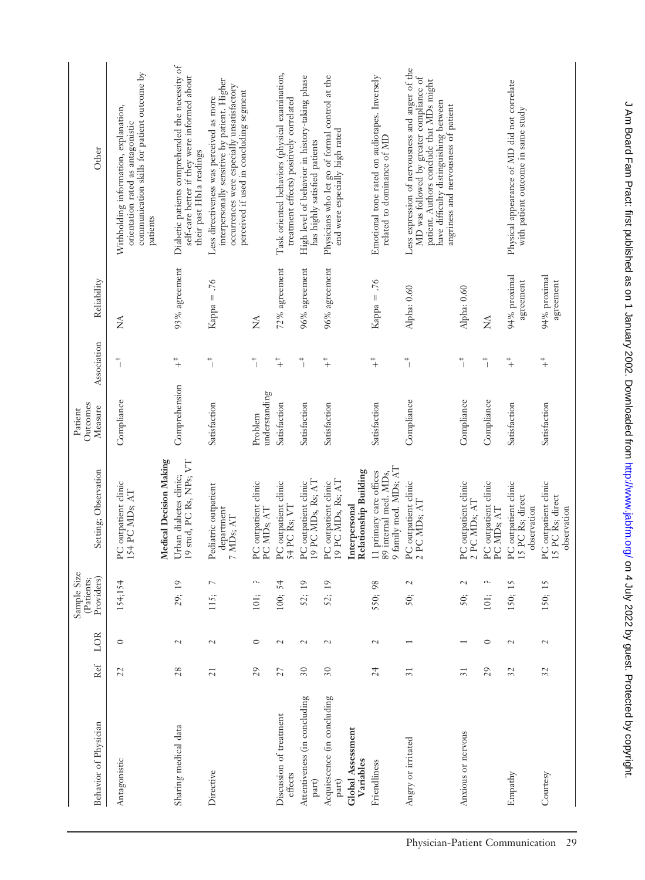| Behavior of Physician | Ref | LOR | Sample Size (Patients; Providers) | Setting; Observation | Patient Outcomes Measure | Association | Reliability | Other |
|---|---|---|---|---|---|---|---|---|
| Antagonistic | 22 | 0 | 154;154 | PC outpatient clinic 154 PC MDs; AT | Compliance | –† | NA | Withholding information, explanation, orientation rated as antagonistic communication skills for patient outcome by patients |
| | | | | **Medical Decision Making** | | | | |
| Sharing medical data | 28 | 2 | 29; 19 | Urban diabetes clinic; 19 stud, PC Rs, NPs; VT | Comprehension | +‡ | 93% agreement | Diabetic patients comprehended the necessity of self-care better if they were informed about their past Hb1a readings |
| Directive | 21 | 2 | 115; 7 | Pediatric outpatient department 7 MDs; AT | Satisfaction | –‡ | Kappa = .76 | Less directiveness was perceived as more interpersonally sensitive by patient. Higher occurrences were especially unsatisfactory perceived if used in concluding segment |
| | 29 | 0 | 101; ? | PC outpatient clinic PC MDs; AT | Problem understanding | –† | NA | |
| Discussion of treatment effects | 27 | 2 | 100; 54 | PC outpatient clinic 54 PC Rs; VT | Satisfaction | +† | 72% agreement | Task oriented behaviors (physical examination, treatment effects) positively correlated |
| Attentiveness (in concluding part) | 30 | 2 | 52; 19 | PC outpatient clinic 19 PC MDs, Rs; AT | Satisfaction | –‡ | 96% agreement | High level of behavior in history-taking phase has highly satisfied patients |
| Acquiescence (in concluding part) | 30 | 2 | 52; 19 | PC outpatient clinic 19 PC MDs, Rs; AT | Satisfaction | +‡ | 96% agreement | Physicians who let go of formal control at the end were especially high rated |
| **Global Assessment Variables** | | | | **Interpersonal Relationship Building** | | | | |
| Friendliness | 24 | 2 | 550; 98 | 11 primary care offices 89 internal med. MDs, 9 family med. MDs; AT | Satisfaction | +‡ | Kappa = .76 | Emotional tone rated on audiotapes. Inversely related to dominance of MD |
| Angry or irritated | 31 | 1 | 50; 2 | PC outpatient clinic 2 PC MDs; AT | Compliance | –‡ | Alpha: 0.60 | Less expression of nervousness and anger of the MD was followed by greater compliance of patient. Authors conclude that MDs might have difficulty distinguishing between angriness and nervousness of patient |
| Anxious or nervous | 31 | 1 | 50; 2 | PC outpatient clinic 2 PC MDs; AT | Compliance | –‡ | Alpha: 0.60 | |
| | 29 | 0 | 101; ? | PC outpatient clinic PC MDs; AT | Compliance | –‡ | NA | |
| Empathy | 32 | 2 | 150; 15 | PC outpatient clinic 15 PC Rs; direct observation | Satisfaction | +‡ | 94% proximal agreement | Physical appearance of MD did not correlate with patient outcome in same study |
| Courtesy | 32 | 2 | 150; 15 | PC outpatient clinic 15 PC Rs; direct observation | Satisfaction | +‡ | 94% proximal agreement | |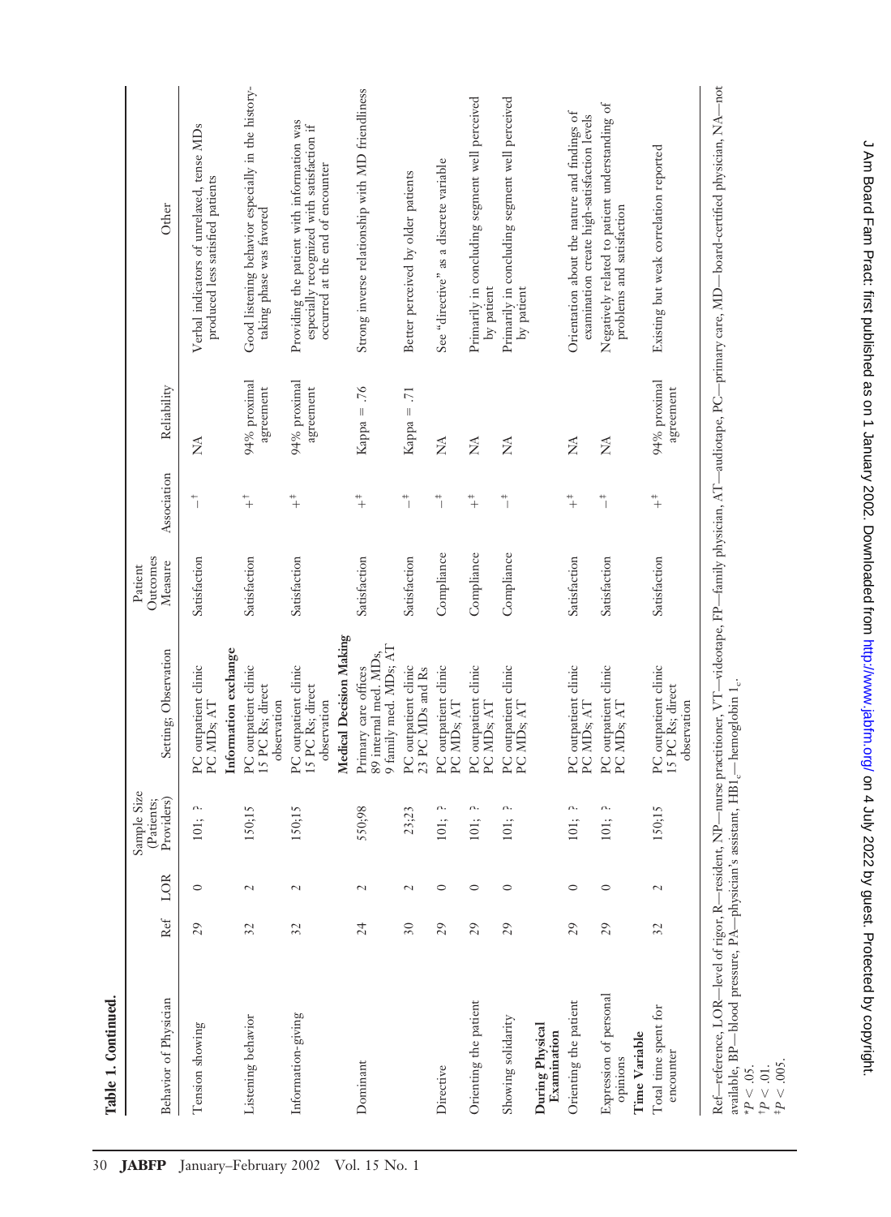**Table 1. Continued.**

| Behavior of Physician | Ref | LOR | Sample Size (Patients; Providers) | Setting; Observation | Patient Outcomes Measure | Association | Reliability | Other |
|---|---|---|---|---|---|---|---|---|
| Tension showing | 29 | 0 | 101; ? | PC outpatient clinic PC MDs; AT | Satisfaction | –[†] | NA | Verbal indicators of unrelaxed, tense MDs produced less satisfied patients |
| | | | | **Information exchange** | | | | |
| Listening behavior | 32 | 2 | 150;15 | PC outpatient clinic 15 PC Rs; direct observation | Satisfaction | +[†] | 94% proximal agreement | Good listening behavior especially in the history-taking phase was favored |
| Information-giving | 32 | 2 | 150;15 | PC outpatient clinic 15 PC Rs; direct observation | Satisfaction | +[‡] | 94% proximal agreement | Providing the patient with information was especially recognized with satisfaction if occurred at the end of encounter |
| | | | | **Medical Decision Making** | | | | |
| Dominant | 24 | 2 | 550;98 | Primary care offices 89 internal med. MDs, 9 family med. MDs; AT | Satisfaction | +[‡] | Kappa = .76 | Strong inverse relationship with MD friendliness |
| | 30 | 2 | 23;23 | PC outpatient clinic 23 PC MDs and Rs | Satisfaction | –[‡] | Kappa = .71 | Better perceived by older patients |
| Directive | 29 | 0 | 101; ? | PC outpatient clinic PC MDs; AT | Compliance | –[‡] | NA | See "directive" as a discrete variable |
| Orienting the patient | 29 | 0 | 101; ? | PC outpatient clinic PC MDs; AT | Compliance | +[‡] | NA | Primarily in concluding segment well perceived by patient |
| Showing solidarity | 29 | 0 | 101; ? | PC outpatient clinic PC MDs; AT | Compliance | –[‡] | NA | Primarily in concluding segment well perceived by patient |
| **During Physical Examination** | | | | | | | | |
| Orienting the patient | 29 | 0 | 101; ? | PC outpatient clinic PC MDs; AT | Satisfaction | +[‡] | NA | Orientation about the nature and findings of examination create high-satisfaction levels |
| Expression of personal opinions | 29 | 0 | 101; ? | PC outpatient clinic PC MDs; AT | Satisfaction | –[‡] | NA | Negatively related to patient understanding of problems and satisfaction |
| **Time Variable** | | | | | | | | |
| Total time spent for encounter | 32 | 2 | 150;15 | PC outpatient clinic 15 PC Rs; direct observation | Satisfaction | +[‡] | 94% proximal agreement | Existing but weak correlation reported |

Ref—reference, LOR—level of rigor, R—resident, NP—nurse practitioner, VT—videotape, FP—family physician, AT—audiotape, PC—primary care, MD—board-certified physician, NA—not available, BP—blood pressure, PA—physician's assistant, $HB1_c$—hemoglobin $1_c$.

*$P < .05$.

[†] $P < .01$.

[‡] $P < .005$.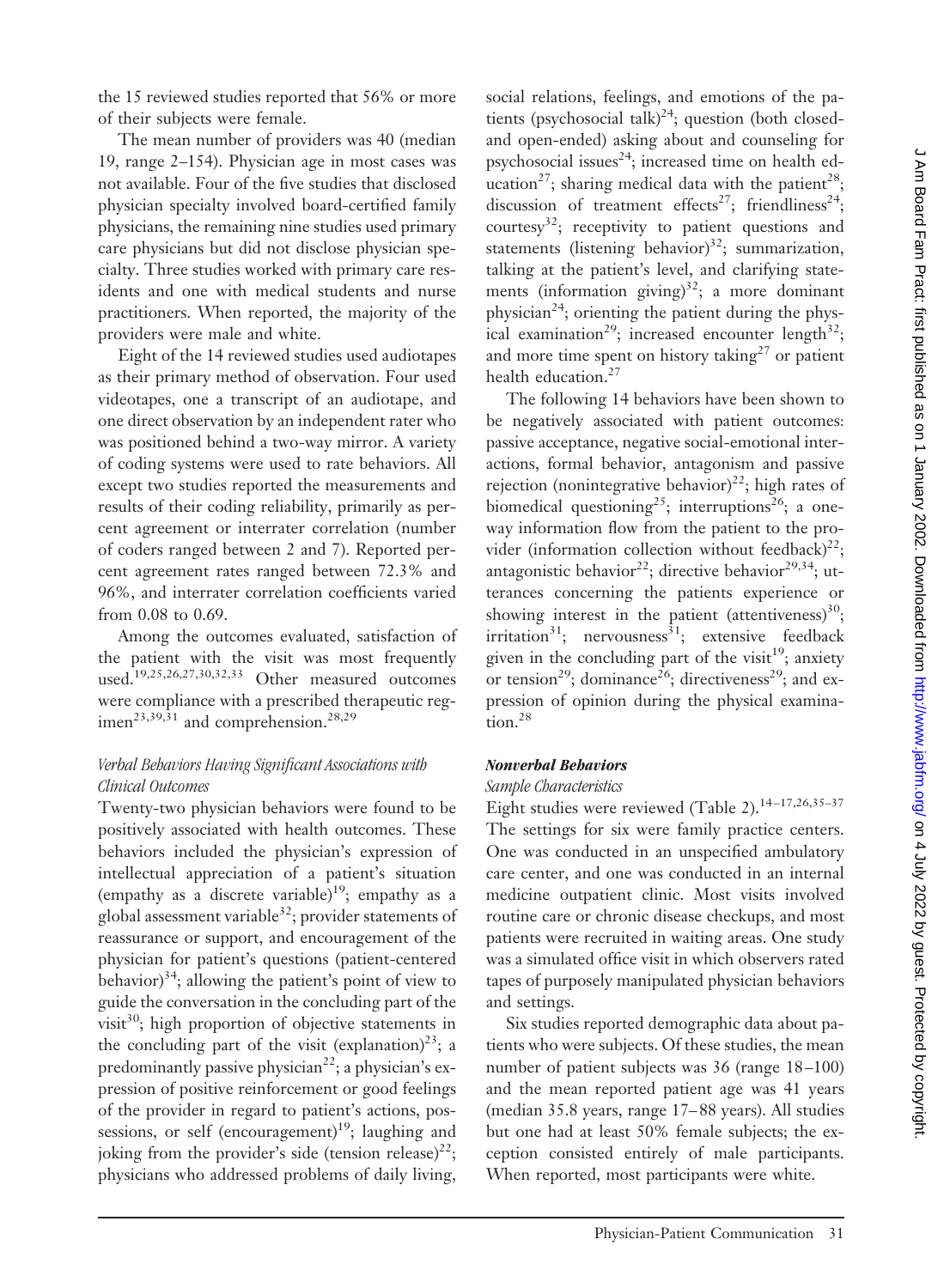the 15 reviewed studies reported that 56% or more of their subjects were female.

The mean number of providers was 40 (median 19, range 2–154). Physician age in most cases was not available. Four of the five studies that disclosed physician specialty involved board-certified family physicians, the remaining nine studies used primary care physicians but did not disclose physician specialty. Three studies worked with primary care residents and one with medical students and nurse practitioners. When reported, the majority of the providers were male and white.

Eight of the 14 reviewed studies used audiotapes as their primary method of observation. Four used videotapes, one a transcript of an audiotape, and one direct observation by an independent rater who was positioned behind a two-way mirror. A variety of coding systems were used to rate behaviors. All except two studies reported the measurements and results of their coding reliability, primarily as percent agreement or interrater correlation (number of coders ranged between 2 and 7). Reported percent agreement rates ranged between 72.3% and 96%, and interrater correlation coefficients varied from 0.08 to 0.69.

Among the outcomes evaluated, satisfaction of the patient with the visit was most frequently used.[19,25,26,27,30,32,33] Other measured outcomes were compliance with a prescribed therapeutic regimen[23,39,31] and comprehension.[28,29]

### *Verbal Behaviors Having Significant Associations with Clinical Outcomes*

Twenty-two physician behaviors were found to be positively associated with health outcomes. These behaviors included the physician's expression of intellectual appreciation of a patient's situation (empathy as a discrete variable)[19]; empathy as a global assessment variable[32]; provider statements of reassurance or support, and encouragement of the physician for patient's questions (patient-centered behavior)[34]; allowing the patient's point of view to guide the conversation in the concluding part of the visit[30]; high proportion of objective statements in the concluding part of the visit (explanation)[23]; a predominantly passive physician[22]; a physician's expression of positive reinforcement or good feelings of the provider in regard to patient's actions, possessions, or self (encouragement)[19]; laughing and joking from the provider's side (tension release)[22]; physicians who addressed problems of daily living, social relations, feelings, and emotions of the patients (psychosocial talk)[24]; question (both closed- and open-ended) asking about and counseling for psychosocial issues[24]; increased time on health education[27]; sharing medical data with the patient[28]; discussion of treatment effects[27]; friendliness[24]; courtesy[32]; receptivity to patient questions and statements (listening behavior)[32]; summarization, talking at the patient's level, and clarifying statements (information giving)[32]; a more dominant physician[24]; orienting the patient during the physical examination[29]; increased encounter length[32]; and more time spent on history taking[27] or patient health education.[27]

The following 14 behaviors have been shown to be negatively associated with patient outcomes: passive acceptance, negative social-emotional interactions, formal behavior, antagonism and passive rejection (nonintegrative behavior)[22]; high rates of biomedical questioning[25]; interruptions[26]; a one-way information flow from the patient to the provider (information collection without feedback)[22]; antagonistic behavior[22]; directive behavior[29,34]; utterances concerning the patients experience or showing interest in the patient (attentiveness)[30]; irritation[31]; nervousness[31]; extensive feedback given in the concluding part of the visit[19]; anxiety or tension[29]; dominance[26]; directiveness[29]; and expression of opinion during the physical examination.[28]

### **Nonverbal Behaviors**

#### *Sample Characteristics*

Eight studies were reviewed (Table 2).[14–17,26,35–37] The settings for six were family practice centers. One was conducted in an unspecified ambulatory care center, and one was conducted in an internal medicine outpatient clinic. Most visits involved routine care or chronic disease checkups, and most patients were recruited in waiting areas. One study was a simulated office visit in which observers rated tapes of purposely manipulated physician behaviors and settings.

Six studies reported demographic data about patients who were subjects. Of these studies, the mean number of patient subjects was 36 (range 18–100) and the mean reported patient age was 41 years (median 35.8 years, range 17–88 years). All studies but one had at least 50% female subjects; the exception consisted entirely of male participants. When reported, most participants were white.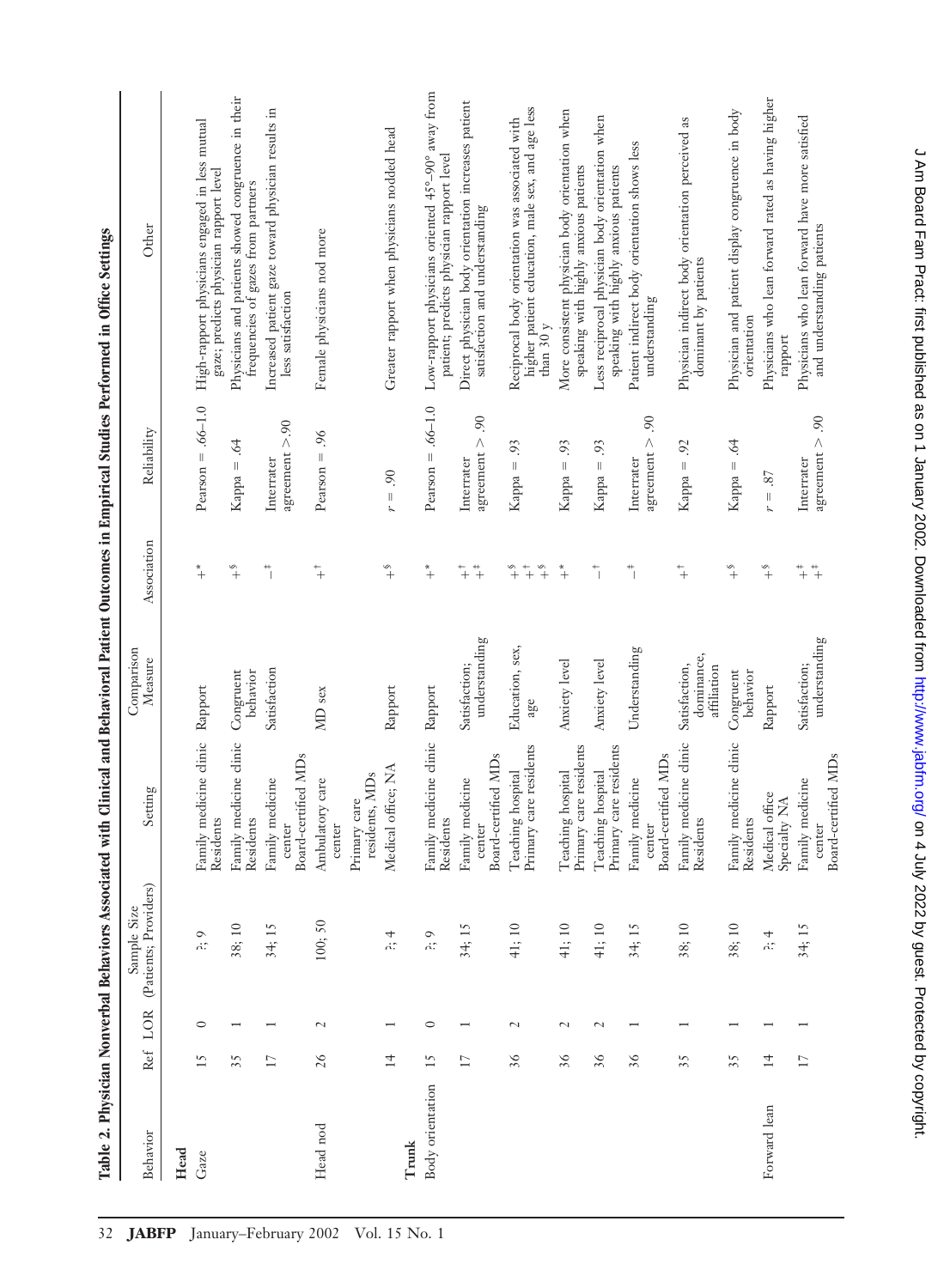**Table 2. Physician Nonverbal Behaviors Associated with Clinical and Behavioral Patient Outcomes in Empirical Studies Performed in Office Settings**

| Behavior | Ref | LOR | Sample Size (Patients; Providers) | Setting | Comparison Measure | Association | Reliability | Other |
|---|---|---|---|---|---|---|---|---|
| **Head** | | | | | | | | |
| Gaze | 15 | 0 | ?; 9 | Family medicine clinic Residents | Rapport | +* | Pearson = .66–1.0 | High-rapport physicians engaged in less mutual gaze; predicts physician rapport level |
| | 35 | 1 | 38; 10 | Family medicine clinic Residents | Congruent behavior | +§ | Kappa = .64 | Physicians and patients showed congruence in their frequencies of gazes from partners |
| | 17 | 1 | 34; 15 | Family medicine center Board-certified MDs | Satisfaction | −‡ | Interrater agreement > .90 | Increased patient gaze toward physician results in less satisfaction |
| Head nod | 26 | 2 | 100; 50 | Ambulatory care center Primary care residents, MDs | MD sex | +† | Pearson = .96 | Female physicians nod more |
| | 14 | 1 | ?; 4 | Medical office; NA | Rapport | +§ | $r = .90$ | Greater rapport when physicians nodded head |
| **Trunk** | | | | | | | | |
| Body orientation | 15 | 0 | ?; 9 | Family medicine clinic Residents | Rapport | +* | Pearson = .66–1.0 | Low-rapport physicians oriented 45°–90° away from patient; predicts physician rapport level |
| | 17 | 1 | 34; 15 | Family medicine center Board-certified MDs | Satisfaction; understanding | +† +‡ | Interrater agreement > .90 | Direct physician body orientation increases patient satisfaction and understanding |
| | 36 | 2 | 41; 10 | Teaching hospital Primary care residents | Education, sex, age | +§ +† +§ | Kappa = .93 | Reciprocal body orientation was associated with higher patient education, male sex, and age less than 30 y |
| | 36 | 2 | 41; 10 | Teaching hospital Primary care residents | Anxiety level | +* | Kappa = .93 | More consistent physician body orientation when speaking with highly anxious patients |
| | 36 | 2 | 41; 10 | Teaching hospital Primary care residents | Anxiety level | −† | Kappa = .93 | Less reciprocal physician body orientation when speaking with highly anxious patients |
| | 36 | 1 | 34; 15 | Family medicine center Board-certified MDs | Understanding | −‡ | Interrater agreement > .90 | Patient indirect body orientation shows less understanding |
| | 35 | 1 | 38; 10 | Family medicine clinic Residents | Satisfaction, dominance, affiliation | +† | Kappa = .92 | Physician indirect body orientation perceived as dominant by patients |
| | 35 | 1 | 38; 10 | Family medicine clinic Residents | Congruent behavior | +§ | Kappa = .64 | Physician and patient display congruence in body orientation |
| Forward lean | 14 | 1 | ?; 4 | Medical office Specialty NA | Rapport | +§ | $r = .87$ | Physicians who lean forward rated as having higher rapport |
| | 17 | 1 | 34; 15 | Family medicine center Board-certified MDs | Satisfaction; understanding | +‡ +‡ | Interrater agreement > .90 | Physicians who lean forward have more satisfied and understanding patients |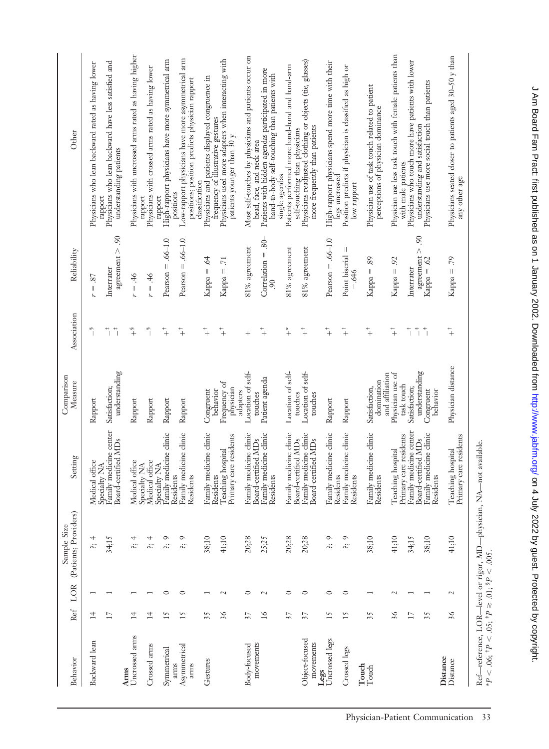| Behavior | Ref | LOR | Sample Size (Patients; Providers) | Setting | Comparison Measure | Association | Reliability | Other |
|---|---|---|---|---|---|---|---|---|
| Backward lean | 14 | 1 | ?; 4 | Medical office Specialty NA | Rapport | –§ | $r = .87$ | Physicians who lean backward rated as having lower rapport |
| | 17 | 1 | 34;15 | Family medicine center Board-certified MDs | Satisfaction; understanding | –‡ –‡ | Interrater agreement > .90 | Physicians who lean backward have less satisfied and understanding patients |
| **Arms** | | | | | | | | |
| Uncrossed arms | 14 | 1 | ?; 4 | Medical office Specialty NA | Rapport | +§ | $r = .46$ | Physicians with uncrossed arms rated as having higher rapport |
| Crossed arms | 14 | 1 | ?; 4 | Medical office Specialty NA | Rapport | –§ | $r = .46$ | Physicians with crossed arms rated as having lower rapport |
| Symmetrical arms | 15 | 0 | ?; 9 | Family medicine clinic Residents | Rapport | +† | Pearson = .66–1.0 | High-rapport physicians have more symmetrical arm positions |
| Asymmetrical arms | 15 | 0 | ?; 9 | Family medicine clinic Residents | Rapport | +† | Pearson = .66–1.0 | Low-rapport physicians have more asymmetrical arm positions; position predicts physician rapport classification |
| Gestures | 35 | 1 | 38;10 | Family medicine clinic Residents | Congruent behavior | +† | Kappa = .64 | Physicians and patients displayed congruence in frequency of illustrative gestures |
| | 36 | 2 | 41;10 | Teaching hospital Primary care residents | Frequency of physician adapters | +† | Kappa = .71 | Physicians used more adapters when interacting with patients younger than 30 y |
| Body-focused movements | 37 | 0 | 20;28 | Family medicine clinic Board-certified MDs | Location of self-touches | + | 81% agreement | Most self-touches by physicians and patients occur on head, face, and neck area |
| | 16 | 2 | 25;25 | Family medicine clinic Residents | Patient agenda | +† | Correlation = .80–.90 | Patients with hidden agendas participated in more hand-to-body self-touching than patients with single agendas |
| | 37 | 0 | 20;28 | Family medicine clinic Board-certified MDs | Location of self-touches | +* | 81% agreement | Patients performed more hand-hand and hand-arm self-touching than physicians |
| Object-focused movements | 37 | 0 | 20;28 | Family medicine clinic Board-certified MDs | Location of self-touches | +† | 81% agreement | Physicians readjusted clothing or objects (tie, glasses) more frequently than patients |
| **Legs** | | | | | | | | |
| Uncrossed legs | 15 | 0 | ?; 9 | Family medicine clinic Residents | Rapport | +† | Pearson = .66–1.0 | High-rapport physicians spend more time with their legs uncrossed |
| Crossed legs | 15 | 0 | ?; 9 | Family medicine clinic Residents | Rapport | +† | Point biserial = –.646 | Position predicts if physician is classified as high or low rapport |
| **Touch** | | | | | | | | |
| Touch | 35 | 1 | 38;10 | Family medicine clinic Residents | Satisfaction, domination and affiliation | +† | Kappa = .89 | Physician use of task touch related to patient perceptions of physician dominance |
| | 36 | 2 | 41;10 | Teaching hospital Primary care residents | Physician use of task touch | +† | Kappa = .92 | Physician use less task touch with female patients than with male patients |
| | 17 | 1 | 34;15 | Family medicine center Board-certified MDs | Satisfaction; understanding | –† –‡ | Interrater agreement > .90 | Physicians who touch more have patients with lower understanding and satisfaction |
| | 35 | 1 | 38;10 | Family medicine clinic Residents | Congruent behavior | –‡ | Kappa = .62 | Physicians use more social touch than patients |
| **Distance** | | | | | | | | |
| Distance | 36 | 2 | 41;10 | Teaching hospital Primary care residents | Physician distance | +† | Kappa = .79 | Physicians seated closer to patients aged 30–50 y than any other age |

Ref—reference, LOR—level or rigor, MD—physician, NA—not available.
*$P < .06$; †$P < .05$; ‡$P \geq .01$; §$P < .005$.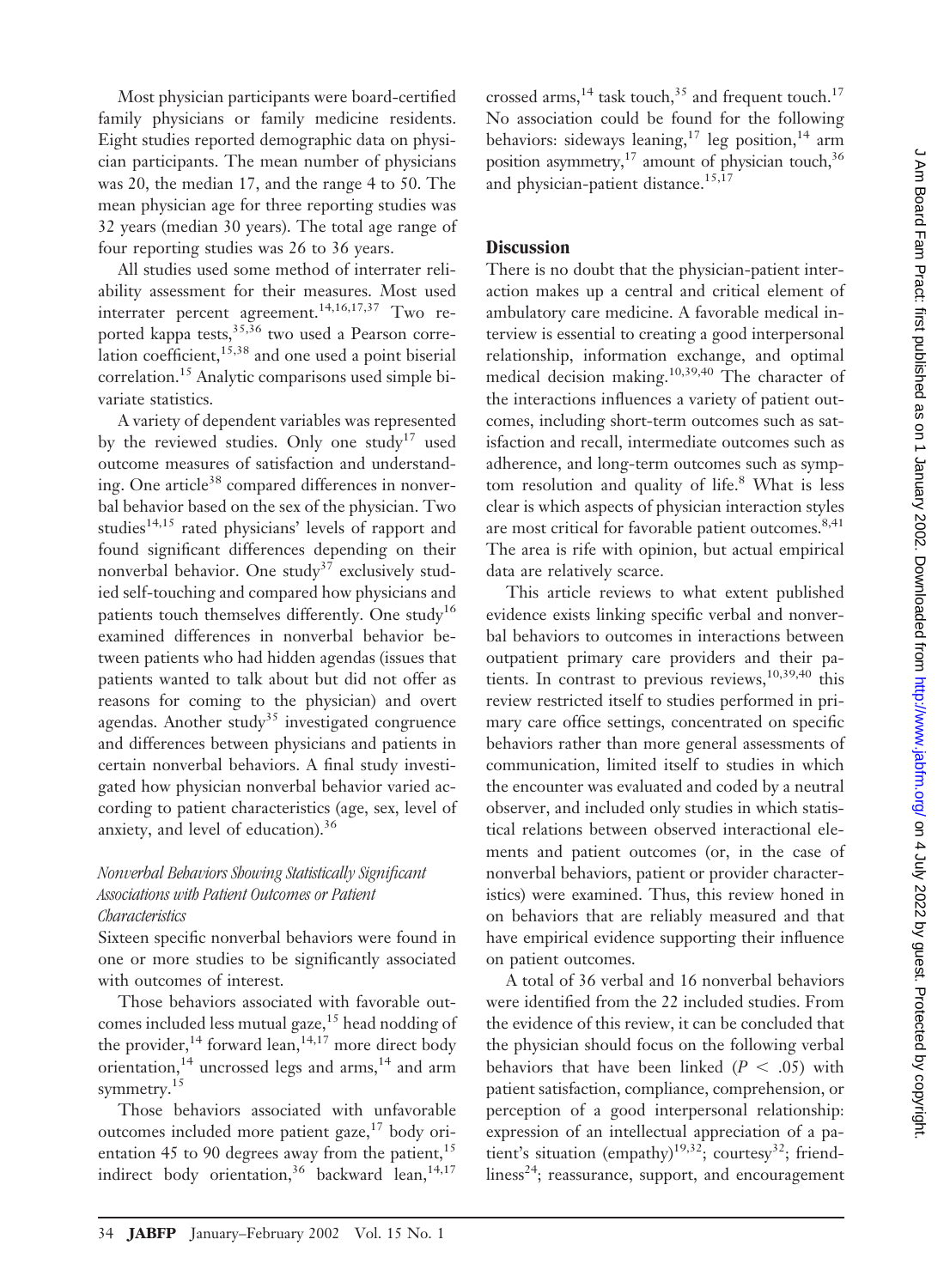Most physician participants were board-certified family physicians or family medicine residents. Eight studies reported demographic data on physician participants. The mean number of physicians was 20, the median 17, and the range 4 to 50. The mean physician age for three reporting studies was 32 years (median 30 years). The total age range of four reporting studies was 26 to 36 years.

All studies used some method of interrater reliability assessment for their measures. Most used interrater percent agreement.[14,16,17,37] Two reported kappa tests,[35,36] two used a Pearson correlation coefficient,[15,38] and one used a point biserial correlation.[15] Analytic comparisons used simple bivariate statistics.

A variety of dependent variables was represented by the reviewed studies. Only one study[17] used outcome measures of satisfaction and understanding. One article[38] compared differences in nonverbal behavior based on the sex of the physician. Two studies[14,15] rated physicians' levels of rapport and found significant differences depending on their nonverbal behavior. One study[37] exclusively studied self-touching and compared how physicians and patients touch themselves differently. One study[16] examined differences in nonverbal behavior between patients who had hidden agendas (issues that patients wanted to talk about but did not offer as reasons for coming to the physician) and overt agendas. Another study[35] investigated congruence and differences between physicians and patients in certain nonverbal behaviors. A final study investigated how physician nonverbal behavior varied according to patient characteristics (age, sex, level of anxiety, and level of education).[36]

### *Nonverbal Behaviors Showing Statistically Significant Associations with Patient Outcomes or Patient Characteristics*

Sixteen specific nonverbal behaviors were found in one or more studies to be significantly associated with outcomes of interest.

Those behaviors associated with favorable outcomes included less mutual gaze,[15] head nodding of the provider,[14] forward lean,[14,17] more direct body orientation,[14] uncrossed legs and arms,[14] and arm symmetry.[15]

Those behaviors associated with unfavorable outcomes included more patient gaze,[17] body orientation 45 to 90 degrees away from the patient,[15] indirect body orientation,[36] backward lean,[14,17] crossed arms,[14] task touch,[35] and frequent touch.[17] No association could be found for the following behaviors: sideways leaning,[17] leg position,[14] arm position asymmetry,[17] amount of physician touch,[36] and physician-patient distance.[15,17]

## Discussion

There is no doubt that the physician-patient interaction makes up a central and critical element of ambulatory care medicine. A favorable medical interview is essential to creating a good interpersonal relationship, information exchange, and optimal medical decision making.[10,39,40] The character of the interactions influences a variety of patient outcomes, including short-term outcomes such as satisfaction and recall, intermediate outcomes such as adherence, and long-term outcomes such as symptom resolution and quality of life.[8] What is less clear is which aspects of physician interaction styles are most critical for favorable patient outcomes.[8,41] The area is rife with opinion, but actual empirical data are relatively scarce.

This article reviews to what extent published evidence exists linking specific verbal and nonverbal behaviors to outcomes in interactions between outpatient primary care providers and their patients. In contrast to previous reviews,[10,39,40] this review restricted itself to studies performed in primary care office settings, concentrated on specific behaviors rather than more general assessments of communication, limited itself to studies in which the encounter was evaluated and coded by a neutral observer, and included only studies in which statistical relations between observed interactional elements and patient outcomes (or, in the case of nonverbal behaviors, patient or provider characteristics) were examined. Thus, this review honed in on behaviors that are reliably measured and that have empirical evidence supporting their influence on patient outcomes.

A total of 36 verbal and 16 nonverbal behaviors were identified from the 22 included studies. From the evidence of this review, it can be concluded that the physician should focus on the following verbal behaviors that have been linked ($P < .05$) with patient satisfaction, compliance, comprehension, or perception of a good interpersonal relationship: expression of an intellectual appreciation of a patient's situation (empathy)[19,32]; courtesy[32]; friendliness[24]; reassurance, support, and encouragement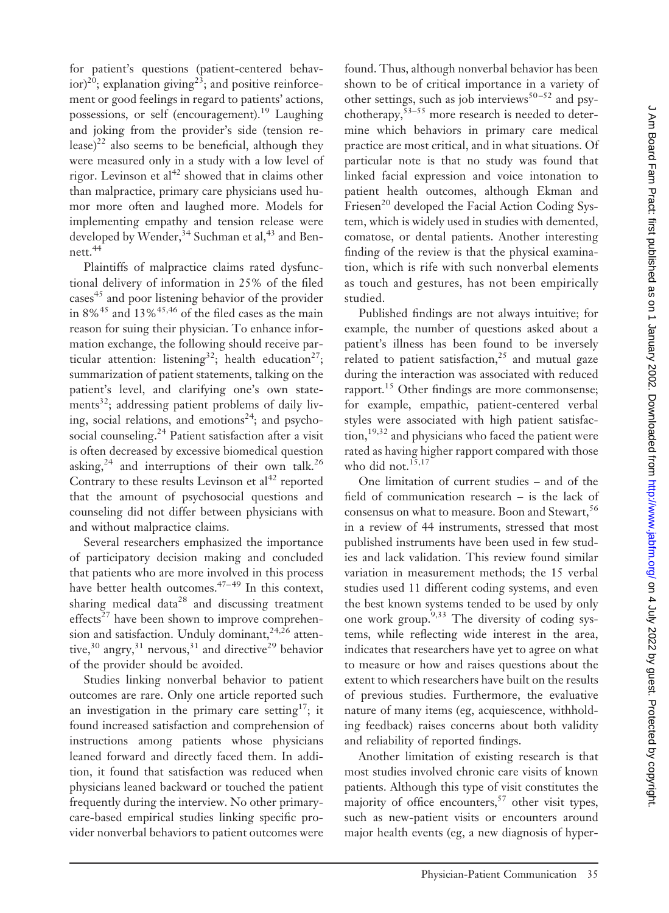for patient's questions (patient-centered behavior)[20]; explanation giving[23]; and positive reinforcement or good feelings in regard to patients' actions, possessions, or self (encouragement).[19] Laughing and joking from the provider's side (tension release)[22] also seems to be beneficial, although they were measured only in a study with a low level of rigor. Levinson et al[42] showed that in claims other than malpractice, primary care physicians used humor more often and laughed more. Models for implementing empathy and tension release were developed by Wender,[34] Suchman et al,[43] and Bennett.[44]

Plaintiffs of malpractice claims rated dysfunctional delivery of information in 25% of the filed cases[45] and poor listening behavior of the provider in 8%[45] and 13%[45,46] of the filed cases as the main reason for suing their physician. To enhance information exchange, the following should receive particular attention: listening[32]; health education[27]; summarization of patient statements, talking on the patient's level, and clarifying one's own statements[32]; addressing patient problems of daily living, social relations, and emotions[24]; and psychosocial counseling.[24] Patient satisfaction after a visit is often decreased by excessive biomedical question asking,[24] and interruptions of their own talk.[26] Contrary to these results Levinson et al[42] reported that the amount of psychosocial questions and counseling did not differ between physicians with and without malpractice claims.

Several researchers emphasized the importance of participatory decision making and concluded that patients who are more involved in this process have better health outcomes.[47–49] In this context, sharing medical data[28] and discussing treatment effects[27] have been shown to improve comprehension and satisfaction. Unduly dominant,[24,26] attentive,[30] angry,[31] nervous,[31] and directive[29] behavior of the provider should be avoided.

Studies linking nonverbal behavior to patient outcomes are rare. Only one article reported such an investigation in the primary care setting[17]; it found increased satisfaction and comprehension of instructions among patients whose physicians leaned forward and directly faced them. In addition, it found that satisfaction was reduced when physicians leaned backward or touched the patient frequently during the interview. No other primary-care-based empirical studies linking specific provider nonverbal behaviors to patient outcomes were found. Thus, although nonverbal behavior has been shown to be of critical importance in a variety of other settings, such as job interviews[50–52] and psychotherapy,[53–55] more research is needed to determine which behaviors in primary care medical practice are most critical, and in what situations. Of particular note is that no study was found that linked facial expression and voice intonation to patient health outcomes, although Ekman and Friesen[20] developed the Facial Action Coding System, which is widely used in studies with demented, comatose, or dental patients. Another interesting finding of the review is that the physical examination, which is rife with such nonverbal elements as touch and gestures, has not been empirically studied.

Published findings are not always intuitive; for example, the number of questions asked about a patient's illness has been found to be inversely related to patient satisfaction,[25] and mutual gaze during the interaction was associated with reduced rapport.[15] Other findings are more commonsense; for example, empathic, patient-centered verbal styles were associated with high patient satisfaction,[19,32] and physicians who faced the patient were rated as having higher rapport compared with those who did not.[15,17]

One limitation of current studies – and of the field of communication research – is the lack of consensus on what to measure. Boon and Stewart,[56] in a review of 44 instruments, stressed that most published instruments have been used in few studies and lack validation. This review found similar variation in measurement methods; the 15 verbal studies used 11 different coding systems, and even the best known systems tended to be used by only one work group.[9,33] The diversity of coding systems, while reflecting wide interest in the area, indicates that researchers have yet to agree on what to measure or how and raises questions about the extent to which researchers have built on the results of previous studies. Furthermore, the evaluative nature of many items (eg, acquiescence, withholding feedback) raises concerns about both validity and reliability of reported findings.

Another limitation of existing research is that most studies involved chronic care visits of known patients. Although this type of visit constitutes the majority of office encounters,[57] other visit types, such as new-patient visits or encounters around major health events (eg, a new diagnosis of hyper-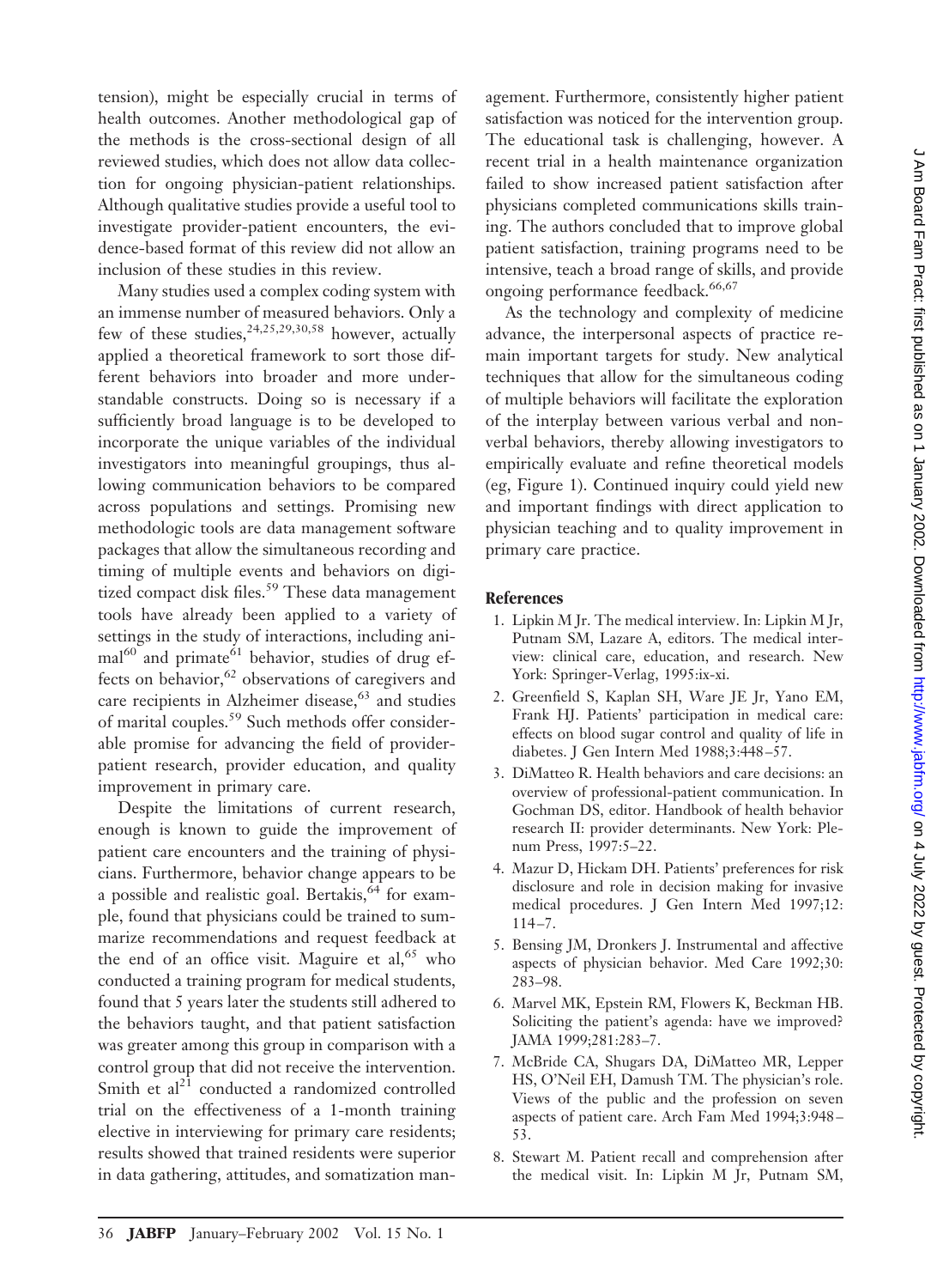tension), might be especially crucial in terms of health outcomes. Another methodological gap of the methods is the cross-sectional design of all reviewed studies, which does not allow data collection for ongoing physician-patient relationships. Although qualitative studies provide a useful tool to investigate provider-patient encounters, the evidence-based format of this review did not allow an inclusion of these studies in this review.

Many studies used a complex coding system with an immense number of measured behaviors. Only a few of these studies,[24,25,29,30,58] however, actually applied a theoretical framework to sort those different behaviors into broader and more understandable constructs. Doing so is necessary if a sufficiently broad language is to be developed to incorporate the unique variables of the individual investigators into meaningful groupings, thus allowing communication behaviors to be compared across populations and settings. Promising new methodologic tools are data management software packages that allow the simultaneous recording and timing of multiple events and behaviors on digitized compact disk files.[59] These data management tools have already been applied to a variety of settings in the study of interactions, including animal[60] and primate[61] behavior, studies of drug effects on behavior,[62] observations of caregivers and care recipients in Alzheimer disease,[63] and studies of marital couples.[59] Such methods offer considerable promise for advancing the field of provider-patient research, provider education, and quality improvement in primary care.

Despite the limitations of current research, enough is known to guide the improvement of patient care encounters and the training of physicians. Furthermore, behavior change appears to be a possible and realistic goal. Bertakis,[64] for example, found that physicians could be trained to summarize recommendations and request feedback at the end of an office visit. Maguire et al,[65] who conducted a training program for medical students, found that 5 years later the students still adhered to the behaviors taught, and that patient satisfaction was greater among this group in comparison with a control group that did not receive the intervention. Smith et al[21] conducted a randomized controlled trial on the effectiveness of a 1-month training elective in interviewing for primary care residents; results showed that trained residents were superior in data gathering, attitudes, and somatization management. Furthermore, consistently higher patient satisfaction was noticed for the intervention group. The educational task is challenging, however. A recent trial in a health maintenance organization failed to show increased patient satisfaction after physicians completed communications skills training. The authors concluded that to improve global patient satisfaction, training programs need to be intensive, teach a broad range of skills, and provide ongoing performance feedback.[66,67]

As the technology and complexity of medicine advance, the interpersonal aspects of practice remain important targets for study. New analytical techniques that allow for the simultaneous coding of multiple behaviors will facilitate the exploration of the interplay between various verbal and nonverbal behaviors, thereby allowing investigators to empirically evaluate and refine theoretical models (eg, Figure 1). Continued inquiry could yield new and important findings with direct application to physician teaching and to quality improvement in primary care practice.

## References

1. Lipkin M Jr. The medical interview. In: Lipkin M Jr, Putnam SM, Lazare A, editors. The medical interview: clinical care, education, and research. New York: Springer-Verlag, 1995:ix-xi.
2. Greenfield S, Kaplan SH, Ware JE Jr, Yano EM, Frank HJ. Patients' participation in medical care: effects on blood sugar control and quality of life in diabetes. J Gen Intern Med 1988;3:448–57.
3. DiMatteo R. Health behaviors and care decisions: an overview of professional-patient communication. In Gochman DS, editor. Handbook of health behavior research II: provider determinants. New York: Plenum Press, 1997:5–22.
4. Mazur D, Hickam DH. Patients' preferences for risk disclosure and role in decision making for invasive medical procedures. J Gen Intern Med 1997;12:114–7.
5. Bensing JM, Dronkers J. Instrumental and affective aspects of physician behavior. Med Care 1992;30:283–98.
6. Marvel MK, Epstein RM, Flowers K, Beckman HB. Soliciting the patient's agenda: have we improved? JAMA 1999;281:283–7.
7. McBride CA, Shugars DA, DiMatteo MR, Lepper HS, O'Neil EH, Damush TM. The physician's role. Views of the public and the profession on seven aspects of patient care. Arch Fam Med 1994;3:948–53.
8. Stewart M. Patient recall and comprehension after the medical visit. In: Lipkin M Jr, Putnam SM,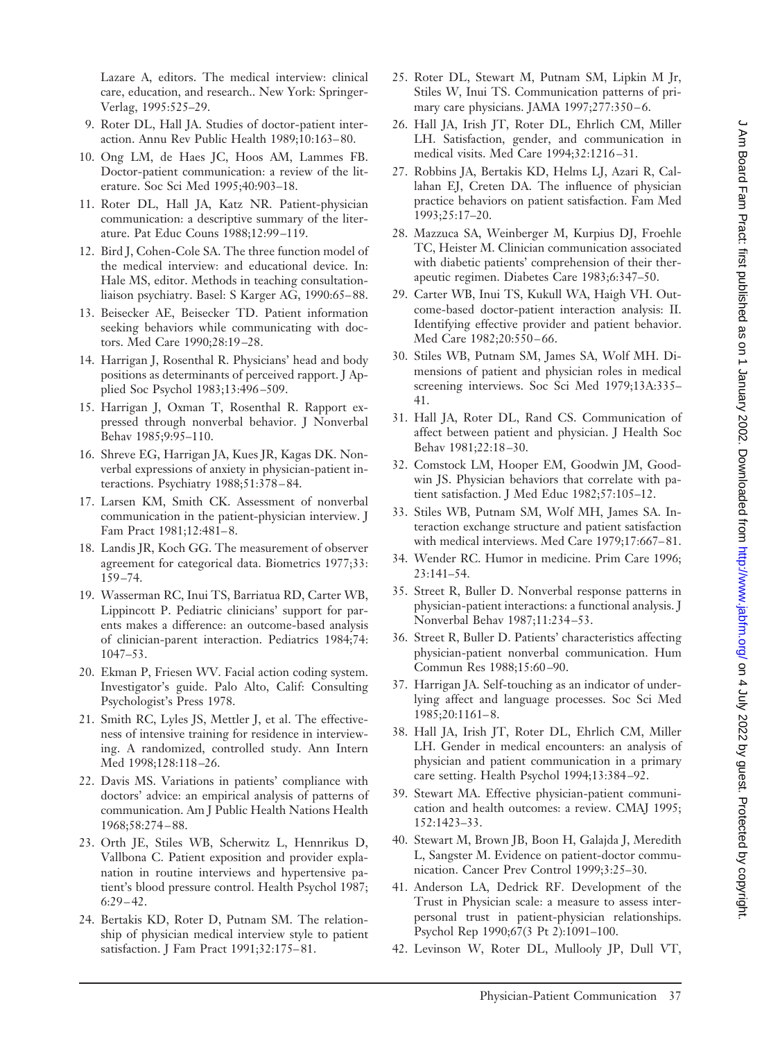Lazare A, editors. The medical interview: clinical care, education, and research.. New York: Springer-Verlag, 1995:525–29.

9. Roter DL, Hall JA. Studies of doctor-patient interaction. Annu Rev Public Health 1989;10:163–80.
10. Ong LM, de Haes JC, Hoos AM, Lammes FB. Doctor-patient communication: a review of the literature. Soc Sci Med 1995;40:903–18.
11. Roter DL, Hall JA, Katz NR. Patient-physician communication: a descriptive summary of the literature. Pat Educ Couns 1988;12:99–119.
12. Bird J, Cohen-Cole SA. The three function model of the medical interview: and educational device. In: Hale MS, editor. Methods in teaching consultation-liaison psychiatry. Basel: S Karger AG, 1990:65–88.
13. Beisecker AE, Beisecker TD. Patient information seeking behaviors while communicating with doctors. Med Care 1990;28:19–28.
14. Harrigan J, Rosenthal R. Physicians' head and body positions as determinants of perceived rapport. J Applied Soc Psychol 1983;13:496–509.
15. Harrigan J, Oxman T, Rosenthal R. Rapport expressed through nonverbal behavior. J Nonverbal Behav 1985;9:95–110.
16. Shreve EG, Harrigan JA, Kues JR, Kagas DK. Nonverbal expressions of anxiety in physician-patient interactions. Psychiatry 1988;51:378–84.
17. Larsen KM, Smith CK. Assessment of nonverbal communication in the patient-physician interview. J Fam Pract 1981;12:481–8.
18. Landis JR, Koch GG. The measurement of observer agreement for categorical data. Biometrics 1977;33:159–74.
19. Wasserman RC, Inui TS, Barriatua RD, Carter WB, Lippincott P. Pediatric clinicians' support for parents makes a difference: an outcome-based analysis of clinician-parent interaction. Pediatrics 1984;74:1047–53.
20. Ekman P, Friesen WV. Facial action coding system. Investigator's guide. Palo Alto, Calif: Consulting Psychologist's Press 1978.
21. Smith RC, Lyles JS, Mettler J, et al. The effectiveness of intensive training for residence in interviewing. A randomized, controlled study. Ann Intern Med 1998;128:118–26.
22. Davis MS. Variations in patients' compliance with doctors' advice: an empirical analysis of patterns of communication. Am J Public Health Nations Health 1968;58:274–88.
23. Orth JE, Stiles WB, Scherwitz L, Hennrikus D, Vallbona C. Patient exposition and provider explanation in routine interviews and hypertensive patient's blood pressure control. Health Psychol 1987;6:29–42.
24. Bertakis KD, Roter D, Putnam SM. The relationship of physician medical interview style to patient satisfaction. J Fam Pract 1991;32:175–81.
25. Roter DL, Stewart M, Putnam SM, Lipkin M Jr, Stiles W, Inui TS. Communication patterns of primary care physicians. JAMA 1997;277:350–6.
26. Hall JA, Irish JT, Roter DL, Ehrlich CM, Miller LH. Satisfaction, gender, and communication in medical visits. Med Care 1994;32:1216–31.
27. Robbins JA, Bertakis KD, Helms LJ, Azari R, Callahan EJ, Creten DA. The influence of physician practice behaviors on patient satisfaction. Fam Med 1993;25:17–20.
28. Mazzuca SA, Weinberger M, Kurpius DJ, Froehle TC, Heister M. Clinician communication associated with diabetic patients' comprehension of their therapeutic regimen. Diabetes Care 1983;6:347–50.
29. Carter WB, Inui TS, Kukull WA, Haigh VH. Outcome-based doctor-patient interaction analysis: II. Identifying effective provider and patient behavior. Med Care 1982;20:550–66.
30. Stiles WB, Putnam SM, James SA, Wolf MH. Dimensions of patient and physician roles in medical screening interviews. Soc Sci Med 1979;13A:335–41.
31. Hall JA, Roter DL, Rand CS. Communication of affect between patient and physician. J Health Soc Behav 1981;22:18–30.
32. Comstock LM, Hooper EM, Goodwin JM, Goodwin JS. Physician behaviors that correlate with patient satisfaction. J Med Educ 1982;57:105–12.
33. Stiles WB, Putnam SM, Wolf MH, James SA. Interaction exchange structure and patient satisfaction with medical interviews. Med Care 1979;17:667–81.
34. Wender RC. Humor in medicine. Prim Care 1996;23:141–54.
35. Street R, Buller D. Nonverbal response patterns in physician-patient interactions: a functional analysis. J Nonverbal Behav 1987;11:234–53.
36. Street R, Buller D. Patients' characteristics affecting physician-patient nonverbal communication. Hum Commun Res 1988;15:60–90.
37. Harrigan JA. Self-touching as an indicator of underlying affect and language processes. Soc Sci Med 1985;20:1161–8.
38. Hall JA, Irish JT, Roter DL, Ehrlich CM, Miller LH. Gender in medical encounters: an analysis of physician and patient communication in a primary care setting. Health Psychol 1994;13:384–92.
39. Stewart MA. Effective physician-patient communication and health outcomes: a review. CMAJ 1995;152:1423–33.
40. Stewart M, Brown JB, Boon H, Galajda J, Meredith L, Sangster M. Evidence on patient-doctor communication. Cancer Prev Control 1999;3:25–30.
41. Anderson LA, Dedrick RF. Development of the Trust in Physician scale: a measure to assess interpersonal trust in patient-physician relationships. Psychol Rep 1990;67(3 Pt 2):1091–100.
42. Levinson W, Roter DL, Mullooly JP, Dull VT,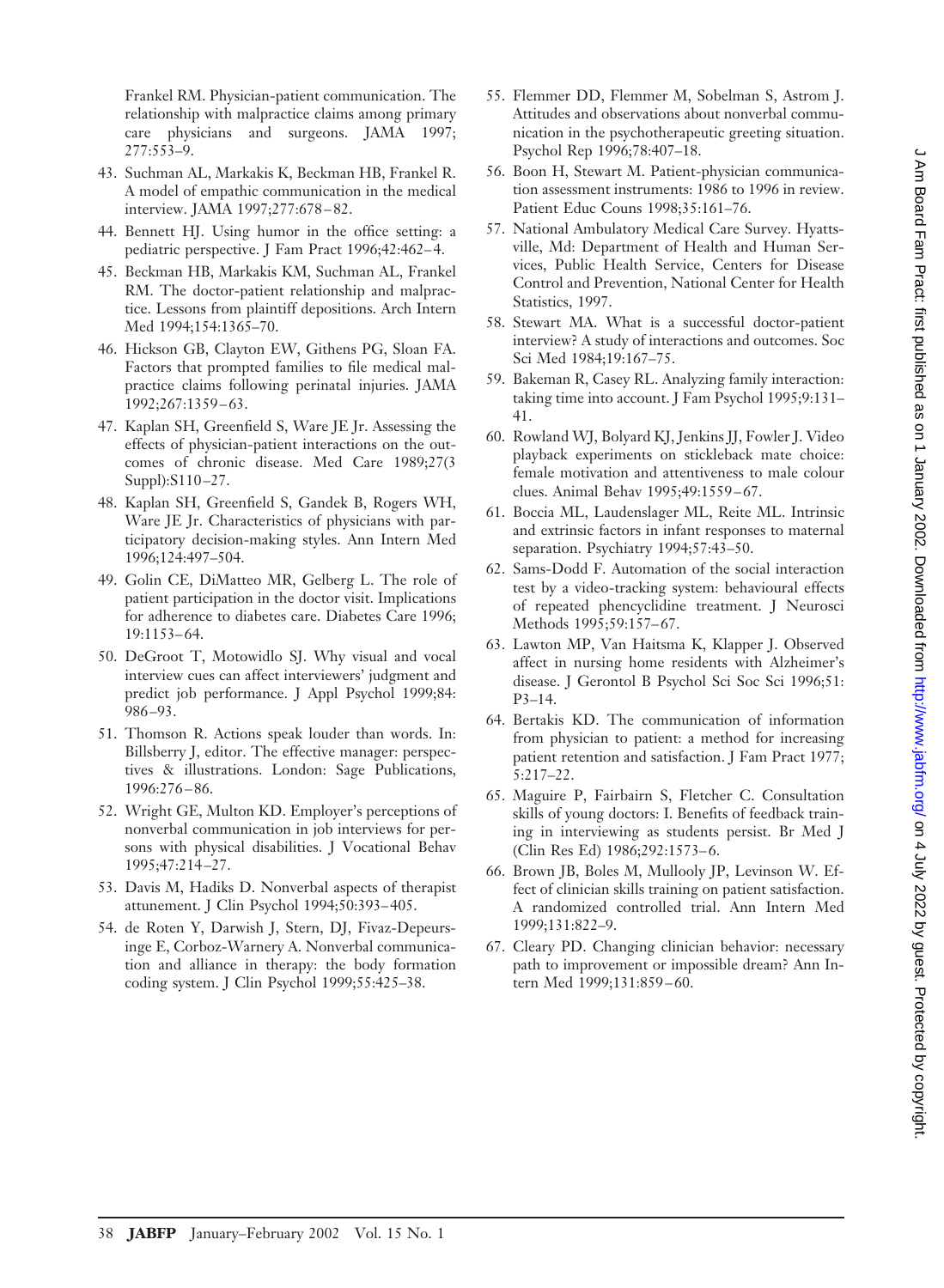Frankel RM. Physician-patient communication. The relationship with malpractice claims among primary care physicians and surgeons. JAMA 1997; 277:553–9.

43. Suchman AL, Markakis K, Beckman HB, Frankel R. A model of empathic communication in the medical interview. JAMA 1997;277:678–82.

44. Bennett HJ. Using humor in the office setting: a pediatric perspective. J Fam Pract 1996;42:462–4.

45. Beckman HB, Markakis KM, Suchman AL, Frankel RM. The doctor-patient relationship and malpractice. Lessons from plaintiff depositions. Arch Intern Med 1994;154:1365–70.

46. Hickson GB, Clayton EW, Githens PG, Sloan FA. Factors that prompted families to file medical malpractice claims following perinatal injuries. JAMA 1992;267:1359–63.

47. Kaplan SH, Greenfield S, Ware JE Jr. Assessing the effects of physician-patient interactions on the outcomes of chronic disease. Med Care 1989;27(3 Suppl):S110–27.

48. Kaplan SH, Greenfield S, Gandek B, Rogers WH, Ware JE Jr. Characteristics of physicians with participatory decision-making styles. Ann Intern Med 1996;124:497–504.

49. Golin CE, DiMatteo MR, Gelberg L. The role of patient participation in the doctor visit. Implications for adherence to diabetes care. Diabetes Care 1996; 19:1153–64.

50. DeGroot T, Motowidlo SJ. Why visual and vocal interview cues can affect interviewers' judgment and predict job performance. J Appl Psychol 1999;84: 986–93.

51. Thomson R. Actions speak louder than words. In: Billsberry J, editor. The effective manager: perspectives & illustrations. London: Sage Publications, 1996:276–86.

52. Wright GE, Multon KD. Employer's perceptions of nonverbal communication in job interviews for persons with physical disabilities. J Vocational Behav 1995;47:214–27.

53. Davis M, Hadiks D. Nonverbal aspects of therapist attunement. J Clin Psychol 1994;50:393–405.

54. de Roten Y, Darwish J, Stern, DJ, Fivaz-Depeursinge E, Corboz-Warnery A. Nonverbal communication and alliance in therapy: the body formation coding system. J Clin Psychol 1999;55:425–38.

55. Flemmer DD, Flemmer M, Sobelman S, Astrom J. Attitudes and observations about nonverbal communication in the psychotherapeutic greeting situation. Psychol Rep 1996;78:407–18.

56. Boon H, Stewart M. Patient-physician communication assessment instruments: 1986 to 1996 in review. Patient Educ Couns 1998;35:161–76.

57. National Ambulatory Medical Care Survey. Hyattsville, Md: Department of Health and Human Services, Public Health Service, Centers for Disease Control and Prevention, National Center for Health Statistics, 1997.

58. Stewart MA. What is a successful doctor-patient interview? A study of interactions and outcomes. Soc Sci Med 1984;19:167–75.

59. Bakeman R, Casey RL. Analyzing family interaction: taking time into account. J Fam Psychol 1995;9:131–41.

60. Rowland WJ, Bolyard KJ, Jenkins JJ, Fowler J. Video playback experiments on stickleback mate choice: female motivation and attentiveness to male colour clues. Animal Behav 1995;49:1559–67.

61. Boccia ML, Laudenslager ML, Reite ML. Intrinsic and extrinsic factors in infant responses to maternal separation. Psychiatry 1994;57:43–50.

62. Sams-Dodd F. Automation of the social interaction test by a video-tracking system: behavioural effects of repeated phencyclidine treatment. J Neurosci Methods 1995;59:157–67.

63. Lawton MP, Van Haitsma K, Klapper J. Observed affect in nursing home residents with Alzheimer's disease. J Gerontol B Psychol Sci Soc Sci 1996;51: P3–14.

64. Bertakis KD. The communication of information from physician to patient: a method for increasing patient retention and satisfaction. J Fam Pract 1977; 5:217–22.

65. Maguire P, Fairbairn S, Fletcher C. Consultation skills of young doctors: I. Benefits of feedback training in interviewing as students persist. Br Med J (Clin Res Ed) 1986;292:1573–6.

66. Brown JB, Boles M, Mullooly JP, Levinson W. Effect of clinician skills training on patient satisfaction. A randomized controlled trial. Ann Intern Med 1999;131:822–9.

67. Cleary PD. Changing clinician behavior: necessary path to improvement or impossible dream? Ann Intern Med 1999;131:859–60.